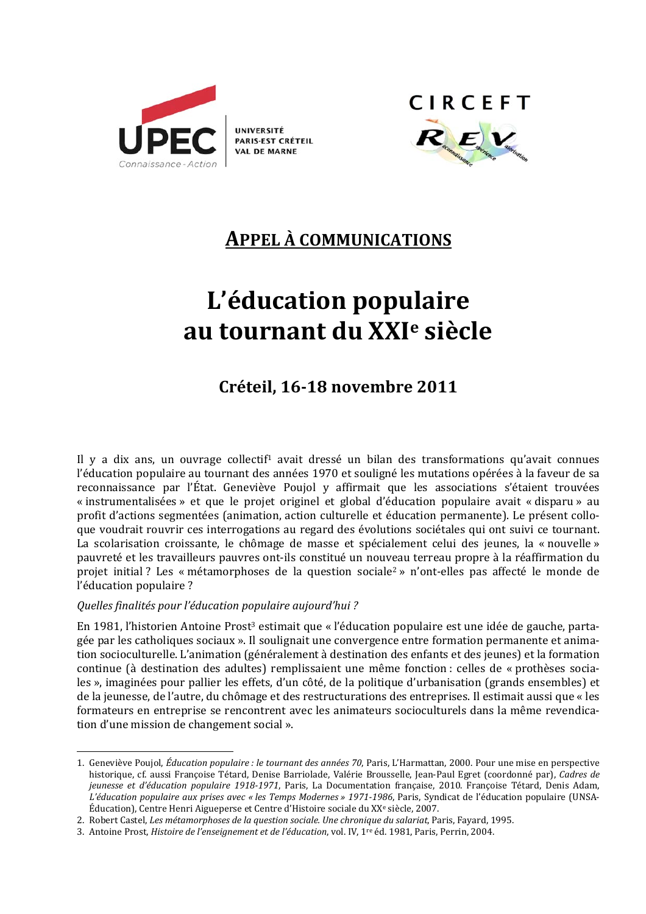UPEC
Connaissance - Action

UNIVERSITÉ PARIS-EST CRÉTEIL VAL DE MARNE

CIRCEFT

REV

## APPEL À COMMUNICATIONS

# L'éducation populaire au tournant du XXIe siècle

### Créteil, 16-18 novembre 2011

Il y a dix ans, un ouvrage collectif[1] avait dressé un bilan des transformations qu'avait connues l'éducation populaire au tournant des années 1970 et souligné les mutations opérées à la faveur de sa reconnaissance par l'État. Geneviève Poujol y affirmait que les associations s'étaient trouvées « instrumentalisées » et que le projet originel et global d'éducation populaire avait « disparu » au profit d'actions segmentées (animation, action culturelle et éducation permanente). Le présent colloque voudrait rouvrir ces interrogations au regard des évolutions sociétales qui ont suivi ce tournant. La scolarisation croissante, le chômage de masse et spécialement celui des jeunes, la « nouvelle » pauvreté et les travailleurs pauvres ont-ils constitué un nouveau terreau propre à la réaffirmation du projet initial ? Les « métamorphoses de la question sociale[2] » n'ont-elles pas affecté le monde de l'éducation populaire ?

*Quelles finalités pour l'éducation populaire aujourd'hui ?*

En 1981, l'historien Antoine Prost[3] estimait que « l'éducation populaire est une idée de gauche, partagée par les catholiques sociaux ». Il soulignait une convergence entre formation permanente et animation socioculturelle. L'animation (généralement à destination des enfants et des jeunes) et la formation continue (à destination des adultes) remplissaient une même fonction : celles de « prothèses sociales », imaginées pour pallier les effets, d'un côté, de la politique d'urbanisation (grands ensembles) et de la jeunesse, de l'autre, du chômage et des restructurations des entreprises. Il estimait aussi que « les formateurs en entreprise se rencontrent avec les animateurs socioculturels dans la même revendication d'une mission de changement social ».

---

1. Geneviève Poujol, *Éducation populaire : le tournant des années 70*, Paris, L'Harmattan, 2000. Pour une mise en perspective historique, cf. aussi Françoise Tétard, Denise Barriolade, Valérie Brousselle, Jean-Paul Egret (coordonné par), *Cadres de jeunesse et d'éducation populaire 1918-1971*, Paris, La Documentation française, 2010. Françoise Tétard, Denis Adam, *L'éducation populaire aux prises avec « les Temps Modernes » 1971-1986*, Paris, Syndicat de l'éducation populaire (UNSA-Éducation), Centre Henri Aigueperse et Centre d'Histoire sociale du XXe siècle, 2007.
2. Robert Castel, *Les métamorphoses de la question sociale. Une chronique du salariat*, Paris, Fayard, 1995.
3. Antoine Prost, *Histoire de l'enseignement et de l'éducation*, vol. IV, 1re éd. 1981, Paris, Perrin, 2004.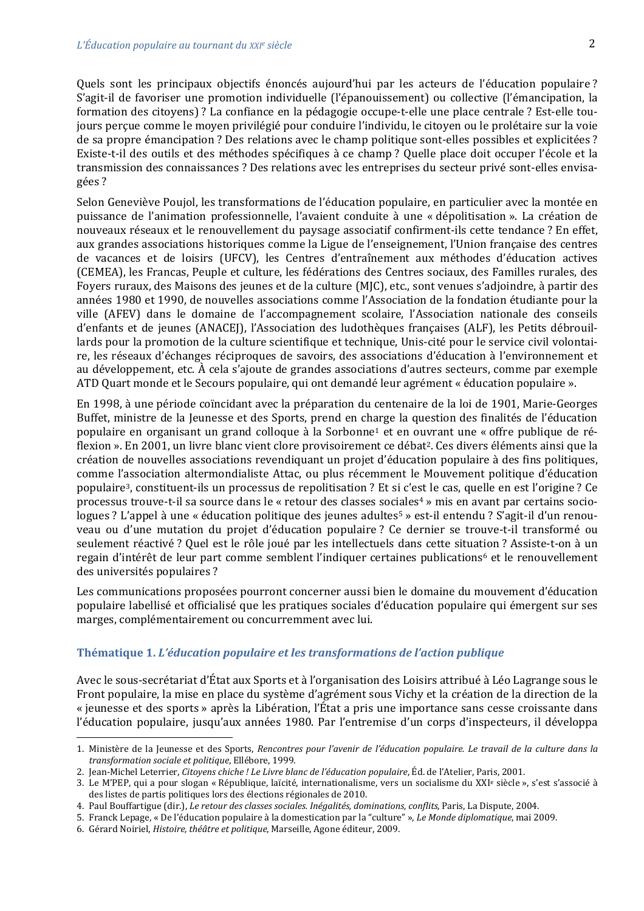Quels sont les principaux objectifs énoncés aujourd'hui par les acteurs de l'éducation populaire ? S'agit-il de favoriser une promotion individuelle (l'épanouissement) ou collective (l'émancipation, la formation des citoyens) ? La confiance en la pédagogie occupe-t-elle une place centrale ? Est-elle toujours perçue comme le moyen privilégié pour conduire l'individu, le citoyen ou le prolétaire sur la voie de sa propre émancipation ? Des relations avec le champ politique sont-elles possibles et explicitées ? Existe-t-il des outils et des méthodes spécifiques à ce champ ? Quelle place doit occuper l'école et la transmission des connaissances ? Des relations avec les entreprises du secteur privé sont-elles envisagées ?

Selon Geneviève Poujol, les transformations de l'éducation populaire, en particulier avec la montée en puissance de l'animation professionnelle, l'avaient conduite à une « dépolitisation ». La création de nouveaux réseaux et le renouvellement du paysage associatif confirment-ils cette tendance ? En effet, aux grandes associations historiques comme la Ligue de l'enseignement, l'Union française des centres de vacances et de loisirs (UFCV), les Centres d'entraînement aux méthodes d'éducation actives (CEMEA), les Francas, Peuple et culture, les fédérations des Centres sociaux, des Familles rurales, des Foyers ruraux, des Maisons des jeunes et de la culture (MJC), etc., sont venues s'adjoindre, à partir des années 1980 et 1990, de nouvelles associations comme l'Association de la fondation étudiante pour la ville (AFEV) dans le domaine de l'accompagnement scolaire, l'Association nationale des conseils d'enfants et de jeunes (ANACEJ), l'Association des ludothèques françaises (ALF), les Petits débrouillards pour la promotion de la culture scientifique et technique, Unis-cité pour le service civil volontaire, les réseaux d'échanges réciproques de savoirs, des associations d'éducation à l'environnement et au développement, etc. À cela s'ajoute de grandes associations d'autres secteurs, comme par exemple ATD Quart monde et le Secours populaire, qui ont demandé leur agrément « éducation populaire ».

En 1998, à une période coïncidant avec la préparation du centenaire de la loi de 1901, Marie-Georges Buffet, ministre de la Jeunesse et des Sports, prend en charge la question des finalités de l'éducation populaire en organisant un grand colloque à la Sorbonne[1] et en ouvrant une « offre publique de réflexion ». En 2001, un livre blanc vient clore provisoirement ce débat[2]. Ces divers éléments ainsi que la création de nouvelles associations revendiquant un projet d'éducation populaire à des fins politiques, comme l'association altermondialiste Attac, ou plus récemment le Mouvement politique d'éducation populaire[3], constituent-ils un processus de repolitisation ? Et si c'est le cas, quelle en est l'origine ? Ce processus trouve-t-il sa source dans le « retour des classes sociales[4] » mis en avant par certains sociologues ? L'appel à une « éducation politique des jeunes adultes[5] » est-il entendu ? S'agit-il d'un renouveau ou d'une mutation du projet d'éducation populaire ? Ce dernier se trouve-t-il transformé ou seulement réactivé ? Quel est le rôle joué par les intellectuels dans cette situation ? Assiste-t-on à un regain d'intérêt de leur part comme semblent l'indiquer certaines publications[6] et le renouvellement des universités populaires ?

Les communications proposées pourront concerner aussi bien le domaine du mouvement d'éducation populaire labellisé et officialisé que les pratiques sociales d'éducation populaire qui émergent sur ses marges, complémentairement ou concurremment avec lui.

### Thématique 1. *L'éducation populaire et les transformations de l'action publique*

Avec le sous-secrétariat d'État aux Sports et à l'organisation des Loisirs attribué à Léo Lagrange sous le Front populaire, la mise en place du système d'agrément sous Vichy et la création de la direction de la « jeunesse et des sports » après la Libération, l'État a pris une importance sans cesse croissante dans l'éducation populaire, jusqu'aux années 1980. Par l'entremise d'un corps d'inspecteurs, il développa

---

1. Ministère de la Jeunesse et des Sports, *Rencontres pour l'avenir de l'éducation populaire. Le travail de la culture dans la transformation sociale et politique*, Ellébore, 1999.
2. Jean-Michel Leterrier, *Citoyens chiche ! Le Livre blanc de l'éducation populaire*, Éd. de l'Atelier, Paris, 2001.
3. Le M'PEP, qui a pour slogan « République, laïcité, internationalisme, vers un socialisme du XXIe siècle », s'est associé à des listes de partis politiques lors des élections régionales de 2010.
4. Paul Bouffartigue (dir.), *Le retour des classes sociales. Inégalités, dominations, conflits*, Paris, La Dispute, 2004.
5. Franck Lepage, « De l'éducation populaire à la domestication par la "culture" », *Le Monde diplomatique*, mai 2009.
6. Gérard Noiriel, *Histoire, théâtre et politique*, Marseille, Agone éditeur, 2009.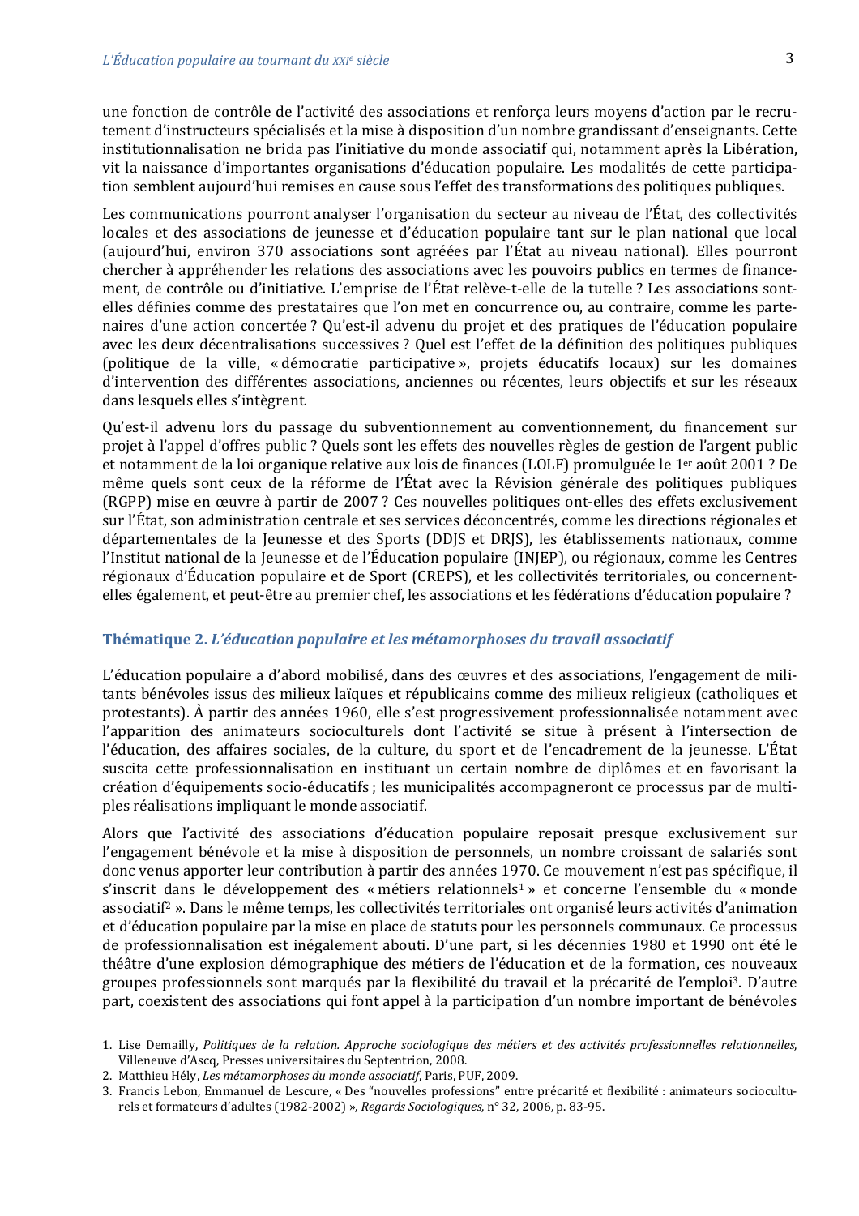une fonction de contrôle de l'activité des associations et renforça leurs moyens d'action par le recrutement d'instructeurs spécialisés et la mise à disposition d'un nombre grandissant d'enseignants. Cette institutionnalisation ne brida pas l'initiative du monde associatif qui, notamment après la Libération, vit la naissance d'importantes organisations d'éducation populaire. Les modalités de cette participation semblent aujourd'hui remises en cause sous l'effet des transformations des politiques publiques.

Les communications pourront analyser l'organisation du secteur au niveau de l'État, des collectivités locales et des associations de jeunesse et d'éducation populaire tant sur le plan national que local (aujourd'hui, environ 370 associations sont agréées par l'État au niveau national). Elles pourront chercher à appréhender les relations des associations avec les pouvoirs publics en termes de financement, de contrôle ou d'initiative. L'emprise de l'État relève-t-elle de la tutelle ? Les associations sont-elles définies comme des prestataires que l'on met en concurrence ou, au contraire, comme les partenaires d'une action concertée ? Qu'est-il advenu du projet et des pratiques de l'éducation populaire avec les deux décentralisations successives ? Quel est l'effet de la définition des politiques publiques (politique de la ville, « démocratie participative », projets éducatifs locaux) sur les domaines d'intervention des différentes associations, anciennes ou récentes, leurs objectifs et sur les réseaux dans lesquels elles s'intègrent.

Qu'est-il advenu lors du passage du subventionnement au conventionnement, du financement sur projet à l'appel d'offres public ? Quels sont les effets des nouvelles règles de gestion de l'argent public et notamment de la loi organique relative aux lois de finances (LOLF) promulguée le 1er août 2001 ? De même quels sont ceux de la réforme de l'État avec la Révision générale des politiques publiques (RGPP) mise en œuvre à partir de 2007 ? Ces nouvelles politiques ont-elles des effets exclusivement sur l'État, son administration centrale et ses services déconcentrés, comme les directions régionales et départementales de la Jeunesse et des Sports (DDJS et DRJS), les établissements nationaux, comme l'Institut national de la Jeunesse et de l'Éducation populaire (INJEP), ou régionaux, comme les Centres régionaux d'Éducation populaire et de Sport (CREPS), et les collectivités territoriales, ou concernent-elles également, et peut-être au premier chef, les associations et les fédérations d'éducation populaire ?

### Thématique 2. *L'éducation populaire et les métamorphoses du travail associatif*

L'éducation populaire a d'abord mobilisé, dans des œuvres et des associations, l'engagement de militants bénévoles issus des milieux laïques et républicains comme des milieux religieux (catholiques et protestants). À partir des années 1960, elle s'est progressivement professionnalisée notamment avec l'apparition des animateurs socioculturels dont l'activité se situe à présent à l'intersection de l'éducation, des affaires sociales, de la culture, du sport et de l'encadrement de la jeunesse. L'État suscita cette professionnalisation en instituant un certain nombre de diplômes et en favorisant la création d'équipements socio-éducatifs ; les municipalités accompagneront ce processus par de multiples réalisations impliquant le monde associatif.

Alors que l'activité des associations d'éducation populaire reposait presque exclusivement sur l'engagement bénévole et la mise à disposition de personnels, un nombre croissant de salariés sont donc venus apporter leur contribution à partir des années 1970. Ce mouvement n'est pas spécifique, il s'inscrit dans le développement des « métiers relationnels[1] » et concerne l'ensemble du « monde associatif[2] ». Dans le même temps, les collectivités territoriales ont organisé leurs activités d'animation et d'éducation populaire par la mise en place de statuts pour les personnels communaux. Ce processus de professionnalisation est inégalement abouti. D'une part, si les décennies 1980 et 1990 ont été le théâtre d'une explosion démographique des métiers de l'éducation et de la formation, ces nouveaux groupes professionnels sont marqués par la flexibilité du travail et la précarité de l'emploi[3]. D'autre part, coexistent des associations qui font appel à la participation d'un nombre important de bénévoles

---

1. Lise Demailly, *Politiques de la relation. Approche sociologique des métiers et des activités professionnelles relationnelles*, Villeneuve d'Ascq, Presses universitaires du Septentrion, 2008.
2. Matthieu Hély, *Les métamorphoses du monde associatif*, Paris, PUF, 2009.
3. Francis Lebon, Emmanuel de Lescure, « Des "nouvelles professions" entre précarité et flexibilité : animateurs socioculturels et formateurs d'adultes (1982-2002) », *Regards Sociologiques*, n° 32, 2006, p. 83-95.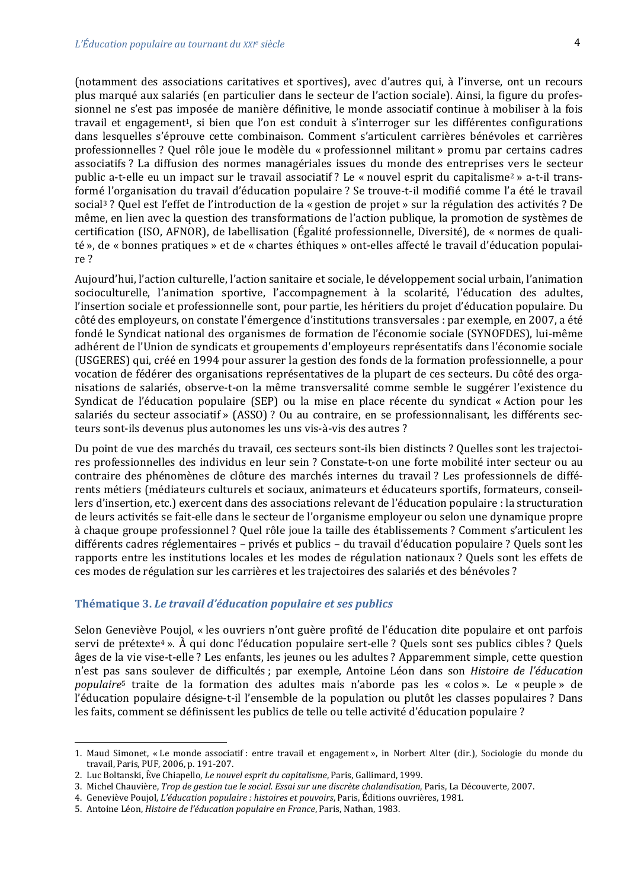(notamment des associations caritatives et sportives), avec d'autres qui, à l'inverse, ont un recours plus marqué aux salariés (en particulier dans le secteur de l'action sociale). Ainsi, la figure du professionnel ne s'est pas imposée de manière définitive, le monde associatif continue à mobiliser à la fois travail et engagement[1], si bien que l'on est conduit à s'interroger sur les différentes configurations dans lesquelles s'éprouve cette combinaison. Comment s'articulent carrières bénévoles et carrières professionnelles ? Quel rôle joue le modèle du « professionnel militant » promu par certains cadres associatifs ? La diffusion des normes managériales issues du monde des entreprises vers le secteur public a-t-elle eu un impact sur le travail associatif ? Le « nouvel esprit du capitalisme[2] » a-t-il transformé l'organisation du travail d'éducation populaire ? Se trouve-t-il modifié comme l'a été le travail social[3] ? Quel est l'effet de l'introduction de la « gestion de projet » sur la régulation des activités ? De même, en lien avec la question des transformations de l'action publique, la promotion de systèmes de certification (ISO, AFNOR), de labellisation (Égalité professionnelle, Diversité), de « normes de qualité », de « bonnes pratiques » et de « chartes éthiques » ont-elles affecté le travail d'éducation populaire ?

Aujourd'hui, l'action culturelle, l'action sanitaire et sociale, le développement social urbain, l'animation socioculturelle, l'animation sportive, l'accompagnement à la scolarité, l'éducation des adultes, l'insertion sociale et professionnelle sont, pour partie, les héritiers du projet d'éducation populaire. Du côté des employeurs, on constate l'émergence d'institutions transversales : par exemple, en 2007, a été fondé le Syndicat national des organismes de formation de l'économie sociale (SYNOFDES), lui-même adhérent de l'Union de syndicats et groupements d'employeurs représentatifs dans l'économie sociale (USGERES) qui, créé en 1994 pour assurer la gestion des fonds de la formation professionnelle, a pour vocation de fédérer des organisations représentatives de la plupart de ces secteurs. Du côté des organisations de salariés, observe-t-on la même transversalité comme semble le suggérer l'existence du Syndicat de l'éducation populaire (SEP) ou la mise en place récente du syndicat « Action pour les salariés du secteur associatif » (ASSO) ? Ou au contraire, en se professionnalisant, les différents secteurs sont-ils devenus plus autonomes les uns vis-à-vis des autres ?

Du point de vue des marchés du travail, ces secteurs sont-ils bien distincts ? Quelles sont les trajectoires professionnelles des individus en leur sein ? Constate-t-on une forte mobilité inter secteur ou au contraire des phénomènes de clôture des marchés internes du travail ? Les professionnels de différents métiers (médiateurs culturels et sociaux, animateurs et éducateurs sportifs, formateurs, conseillers d'insertion, etc.) exercent dans des associations relevant de l'éducation populaire : la structuration de leurs activités se fait-elle dans le secteur de l'organisme employeur ou selon une dynamique propre à chaque groupe professionnel ? Quel rôle joue la taille des établissements ? Comment s'articulent les différents cadres réglementaires – privés et publics – du travail d'éducation populaire ? Quels sont les rapports entre les institutions locales et les modes de régulation nationaux ? Quels sont les effets de ces modes de régulation sur les carrières et les trajectoires des salariés et des bénévoles ?

### Thématique 3. *Le travail d'éducation populaire et ses publics*

Selon Geneviève Poujol, « les ouvriers n'ont guère profité de l'éducation dite populaire et ont parfois servi de prétexte[4] ». À qui donc l'éducation populaire sert-elle ? Quels sont ses publics cibles ? Quels âges de la vie vise-t-elle ? Les enfants, les jeunes ou les adultes ? Apparemment simple, cette question n'est pas sans soulever de difficultés ; par exemple, Antoine Léon dans son *Histoire de l'éducation populaire*[5] traite de la formation des adultes mais n'aborde pas les « colos ». Le « peuple » de l'éducation populaire désigne-t-il l'ensemble de la population ou plutôt les classes populaires ? Dans les faits, comment se définissent les publics de telle ou telle activité d'éducation populaire ?

---

1. Maud Simonet, « Le monde associatif : entre travail et engagement », in Norbert Alter (dir.), Sociologie du monde du travail, Paris, PUF, 2006, p. 191-207.
2. Luc Boltanski, Ève Chiapello, *Le nouvel esprit du capitalisme*, Paris, Gallimard, 1999.
3. Michel Chauvière, *Trop de gestion tue le social. Essai sur une discrète chalandisation*, Paris, La Découverte, 2007.
4. Geneviève Poujol, *L'éducation populaire : histoires et pouvoirs*, Paris, Éditions ouvrières, 1981.
5. Antoine Léon, *Histoire de l'éducation populaire en France*, Paris, Nathan, 1983.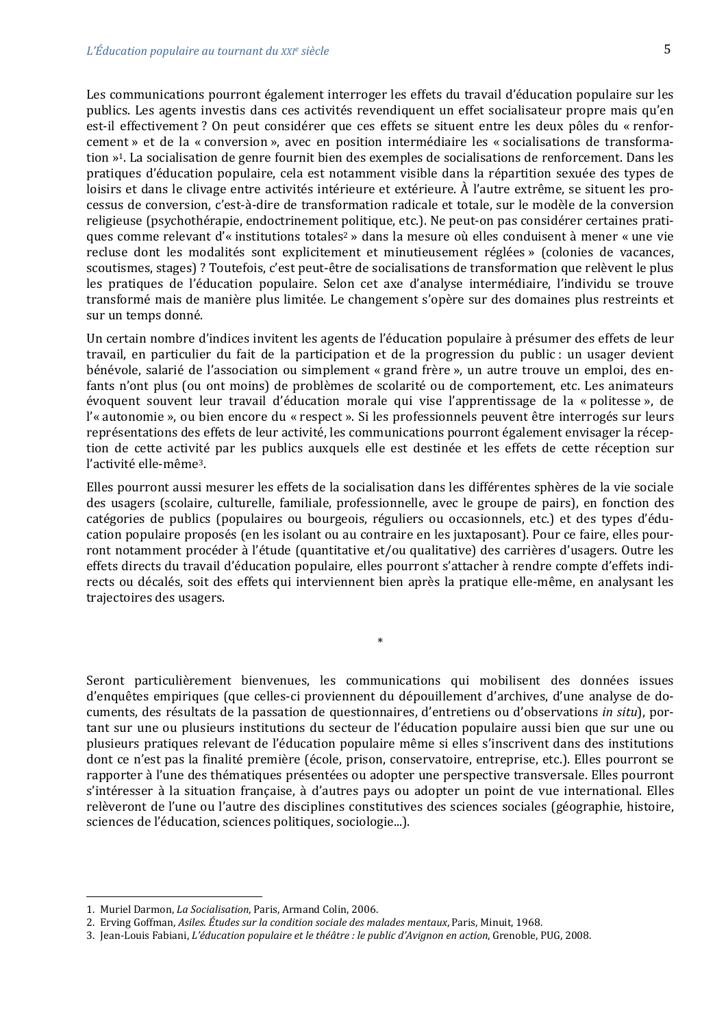Les communications pourront également interroger les effets du travail d'éducation populaire sur les publics. Les agents investis dans ces activités revendiquent un effet socialisateur propre mais qu'en est-il effectivement ? On peut considérer que ces effets se situent entre les deux pôles du « renforcement » et de la « conversion », avec en position intermédiaire les « socialisations de transformation »[1]. La socialisation de genre fournit bien des exemples de socialisations de renforcement. Dans les pratiques d'éducation populaire, cela est notamment visible dans la répartition sexuée des types de loisirs et dans le clivage entre activités intérieure et extérieure. À l'autre extrême, se situent les processus de conversion, c'est-à-dire de transformation radicale et totale, sur le modèle de la conversion religieuse (psychothérapie, endoctrinement politique, etc.). Ne peut-on pas considérer certaines pratiques comme relevant d'« institutions totales[2] » dans la mesure où elles conduisent à mener « une vie recluse dont les modalités sont explicitement et minutieusement réglées » (colonies de vacances, scoutismes, stages) ? Toutefois, c'est peut-être de socialisations de transformation que relèvent le plus les pratiques de l'éducation populaire. Selon cet axe d'analyse intermédiaire, l'individu se trouve transformé mais de manière plus limitée. Le changement s'opère sur des domaines plus restreints et sur un temps donné.

Un certain nombre d'indices invitent les agents de l'éducation populaire à présumer des effets de leur travail, en particulier du fait de la participation et de la progression du public : un usager devient bénévole, salarié de l'association ou simplement « grand frère », un autre trouve un emploi, des enfants n'ont plus (ou ont moins) de problèmes de scolarité ou de comportement, etc. Les animateurs évoquent souvent leur travail d'éducation morale qui vise l'apprentissage de la « politesse », de l'« autonomie », ou bien encore du « respect ». Si les professionnels peuvent être interrogés sur leurs représentations des effets de leur activité, les communications pourront également envisager la réception de cette activité par les publics auxquels elle est destinée et les effets de cette réception sur l'activité elle-même[3].

Elles pourront aussi mesurer les effets de la socialisation dans les différentes sphères de la vie sociale des usagers (scolaire, culturelle, familiale, professionnelle, avec le groupe de pairs), en fonction des catégories de publics (populaires ou bourgeois, réguliers ou occasionnels, etc.) et des types d'éducation populaire proposés (en les isolant ou au contraire en les juxtaposant). Pour ce faire, elles pourront notamment procéder à l'étude (quantitative et/ou qualitative) des carrières d'usagers. Outre les effets directs du travail d'éducation populaire, elles pourront s'attacher à rendre compte d'effets indirects ou décalés, soit des effets qui interviennent bien après la pratique elle-même, en analysant les trajectoires des usagers.

*

Seront particulièrement bienvenues, les communications qui mobilisent des données issues d'enquêtes empiriques (que celles-ci proviennent du dépouillement d'archives, d'une analyse de documents, des résultats de la passation de questionnaires, d'entretiens ou d'observations *in situ*), portant sur une ou plusieurs institutions du secteur de l'éducation populaire aussi bien que sur une ou plusieurs pratiques relevant de l'éducation populaire même si elles s'inscrivent dans des institutions dont ce n'est pas la finalité première (école, prison, conservatoire, entreprise, etc.). Elles pourront se rapporter à l'une des thématiques présentées ou adopter une perspective transversale. Elles pourront s'intéresser à la situation française, à d'autres pays ou adopter un point de vue international. Elles relèveront de l'une ou l'autre des disciplines constitutives des sciences sociales (géographie, histoire, sciences de l'éducation, sciences politiques, sociologie...).

---

1. Muriel Darmon, *La Socialisation*, Paris, Armand Colin, 2006.
2. Erving Goffman, *Asiles. Études sur la condition sociale des malades mentaux*, Paris, Minuit, 1968.
3. Jean-Louis Fabiani, *L'éducation populaire et le théâtre : le public d'Avignon en action*, Grenoble, PUG, 2008.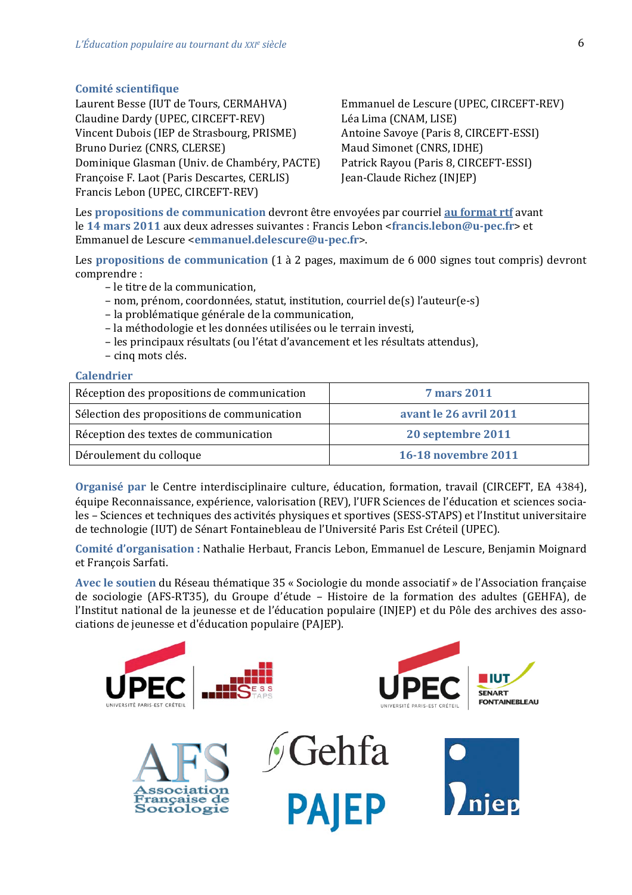## Comité scientifique

Laurent Besse (IUT de Tours, CERMAHVA)
Claudine Dardy (UPEC, CIRCEFT-REV)
Vincent Dubois (IEP de Strasbourg, PRISME)
Bruno Duriez (CNRS, CLERSE)
Dominique Glasman (Univ. de Chambéry, PACTE)
Françoise F. Laot (Paris Descartes, CERLIS)
Francis Lebon (UPEC, CIRCEFT-REV)
Emmanuel de Lescure (UPEC, CIRCEFT-REV)
Léa Lima (CNAM, LISE)
Antoine Savoye (Paris 8, CIRCEFT-ESSI)
Maud Simonet (CNRS, IDHE)
Patrick Rayou (Paris 8, CIRCEFT-ESSI)
Jean-Claude Richez (INJEP)

Les **propositions de communication** devront être envoyées par courriel **au format rtf** avant le **14 mars 2011** aux deux adresses suivantes : Francis Lebon <**francis.lebon@u-pec.fr**> et Emmanuel de Lescure <**emmanuel.delescure@u-pec.fr**>.

Les **propositions de communication** (1 à 2 pages, maximum de 6 000 signes tout compris) devront comprendre :

- le titre de la communication,
- nom, prénom, coordonnées, statut, institution, courriel de(s) l'auteur(e-s)
- la problématique générale de la communication,
- la méthodologie et les données utilisées ou le terrain investi,
- les principaux résultats (ou l'état d'avancement et les résultats attendus),
- cinq mots clés.

## Calendrier

| | |
|---|---|
| Réception des propositions de communication | **7 mars 2011** |
| Sélection des propositions de communication | **avant le 26 avril 2011** |
| Réception des textes de communication | **20 septembre 2011** |
| Déroulement du colloque | **16-18 novembre 2011** |

**Organisé par** le Centre interdisciplinaire culture, éducation, formation, travail (CIRCEFT, EA 4384), équipe Reconnaissance, expérience, valorisation (REV), l'UFR Sciences de l'éducation et sciences sociales – Sciences et techniques des activités physiques et sportives (SESS-STAPS) et l'Institut universitaire de technologie (IUT) de Sénart Fontainebleau de l'Université Paris Est Créteil (UPEC).

**Comité d'organisation :** Nathalie Herbaut, Francis Lebon, Emmanuel de Lescure, Benjamin Moignard et François Sarfati.

**Avec le soutien** du Réseau thématique 35 « Sociologie du monde associatif » de l'Association française de sociologie (AFS-RT35), du Groupe d'étude – Histoire de la formation des adultes (GEHFA), de l'Institut national de la jeunesse et de l'éducation populaire (INJEP) et du Pôle des archives des associations de jeunesse et d'éducation populaire (PAJEP).